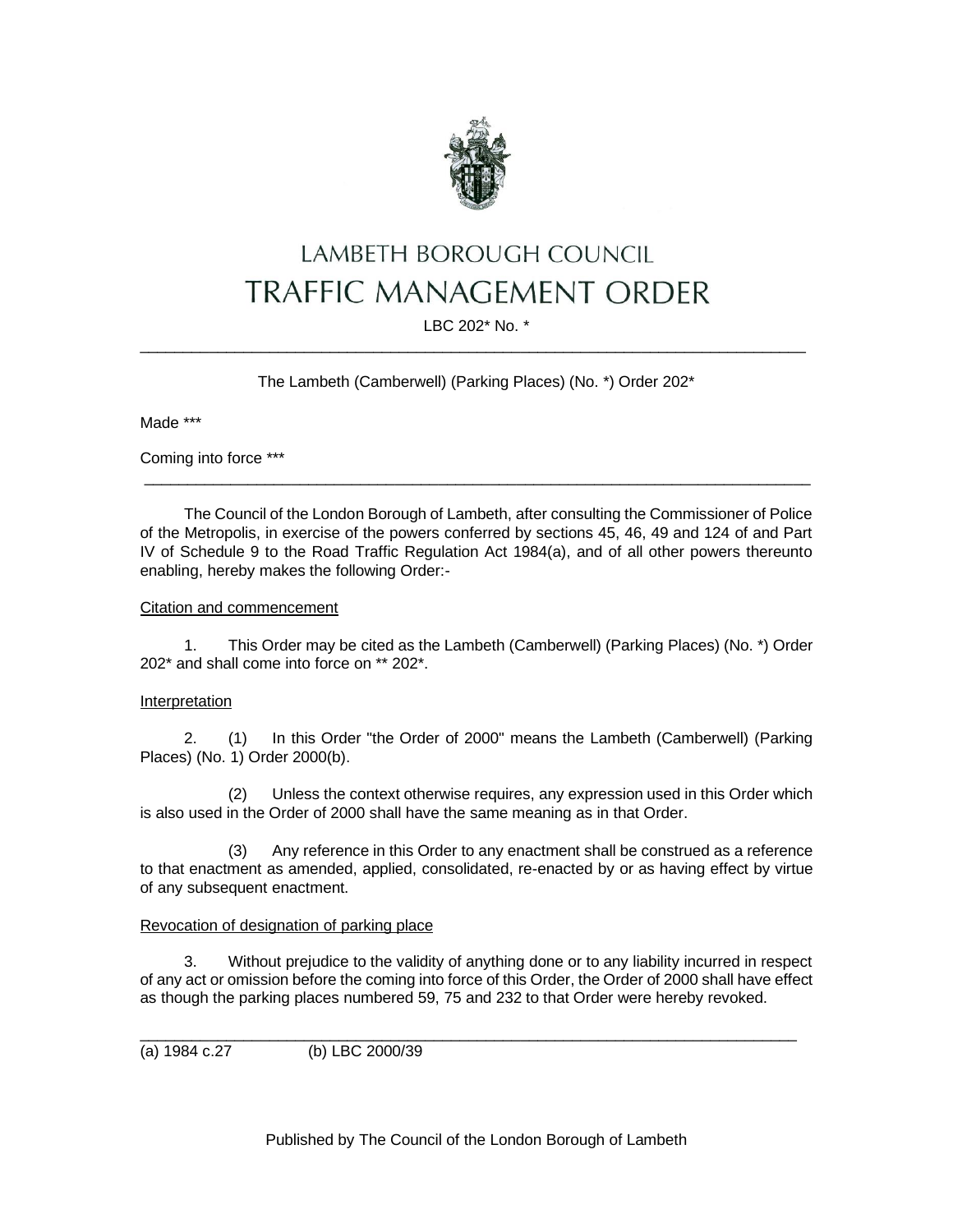# LAMBETH BOROUGH COUNCIL
# TRAFFIC MANAGEMENT ORDER

LBC 202* No. *

---

The Lambeth (Camberwell) (Parking Places) (No. *) Order 202*

Made ***

Coming into force ***

---

The Council of the London Borough of Lambeth, after consulting the Commissioner of Police of the Metropolis, in exercise of the powers conferred by sections 45, 46, 49 and 124 of and Part IV of Schedule 9 to the Road Traffic Regulation Act 1984(a), and of all other powers thereunto enabling, hereby makes the following Order:-

Citation and commencement

1. This Order may be cited as the Lambeth (Camberwell) (Parking Places) (No. *) Order 202* and shall come into force on ** 202*.

Interpretation

2. (1) In this Order "the Order of 2000" means the Lambeth (Camberwell) (Parking Places) (No. 1) Order 2000(b).

(2) Unless the context otherwise requires, any expression used in this Order which is also used in the Order of 2000 shall have the same meaning as in that Order.

(3) Any reference in this Order to any enactment shall be construed as a reference to that enactment as amended, applied, consolidated, re-enacted by or as having effect by virtue of any subsequent enactment.

Revocation of designation of parking place

3. Without prejudice to the validity of anything done or to any liability incurred in respect of any act or omission before the coming into force of this Order, the Order of 2000 shall have effect as though the parking places numbered 59, 75 and 232 to that Order were hereby revoked.

---

(a) 1984 c.27 (b) LBC 2000/39

Published by The Council of the London Borough of Lambeth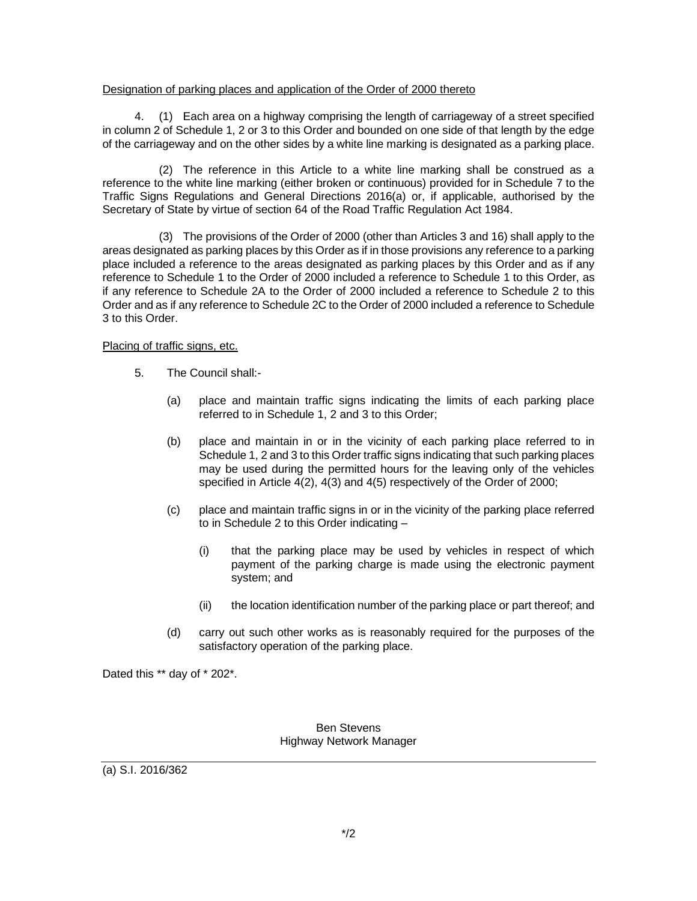Designation of parking places and application of the Order of 2000 thereto

4. (1) Each area on a highway comprising the length of carriageway of a street specified in column 2 of Schedule 1, 2 or 3 to this Order and bounded on one side of that length by the edge of the carriageway and on the other sides by a white line marking is designated as a parking place.

(2) The reference in this Article to a white line marking shall be construed as a reference to the white line marking (either broken or continuous) provided for in Schedule 7 to the Traffic Signs Regulations and General Directions 2016(a) or, if applicable, authorised by the Secretary of State by virtue of section 64 of the Road Traffic Regulation Act 1984.

(3) The provisions of the Order of 2000 (other than Articles 3 and 16) shall apply to the areas designated as parking places by this Order as if in those provisions any reference to a parking place included a reference to the areas designated as parking places by this Order and as if any reference to Schedule 1 to the Order of 2000 included a reference to Schedule 1 to this Order, as if any reference to Schedule 2A to the Order of 2000 included a reference to Schedule 2 to this Order and as if any reference to Schedule 2C to the Order of 2000 included a reference to Schedule 3 to this Order.

Placing of traffic signs, etc.

5. The Council shall:-

   (a) place and maintain traffic signs indicating the limits of each parking place referred to in Schedule 1, 2 and 3 to this Order;

   (b) place and maintain in or in the vicinity of each parking place referred to in Schedule 1, 2 and 3 to this Order traffic signs indicating that such parking places may be used during the permitted hours for the leaving only of the vehicles specified in Article 4(2), 4(3) and 4(5) respectively of the Order of 2000;

   (c) place and maintain traffic signs in or in the vicinity of the parking place referred to in Schedule 2 to this Order indicating –

      (i) that the parking place may be used by vehicles in respect of which payment of the parking charge is made using the electronic payment system; and

      (ii) the location identification number of the parking place or part thereof; and

   (d) carry out such other works as is reasonably required for the purposes of the satisfactory operation of the parking place.

Dated this ** day of * 202*.

Ben Stevens
Highway Network Manager

---

(a) S.I. 2016/362

*/2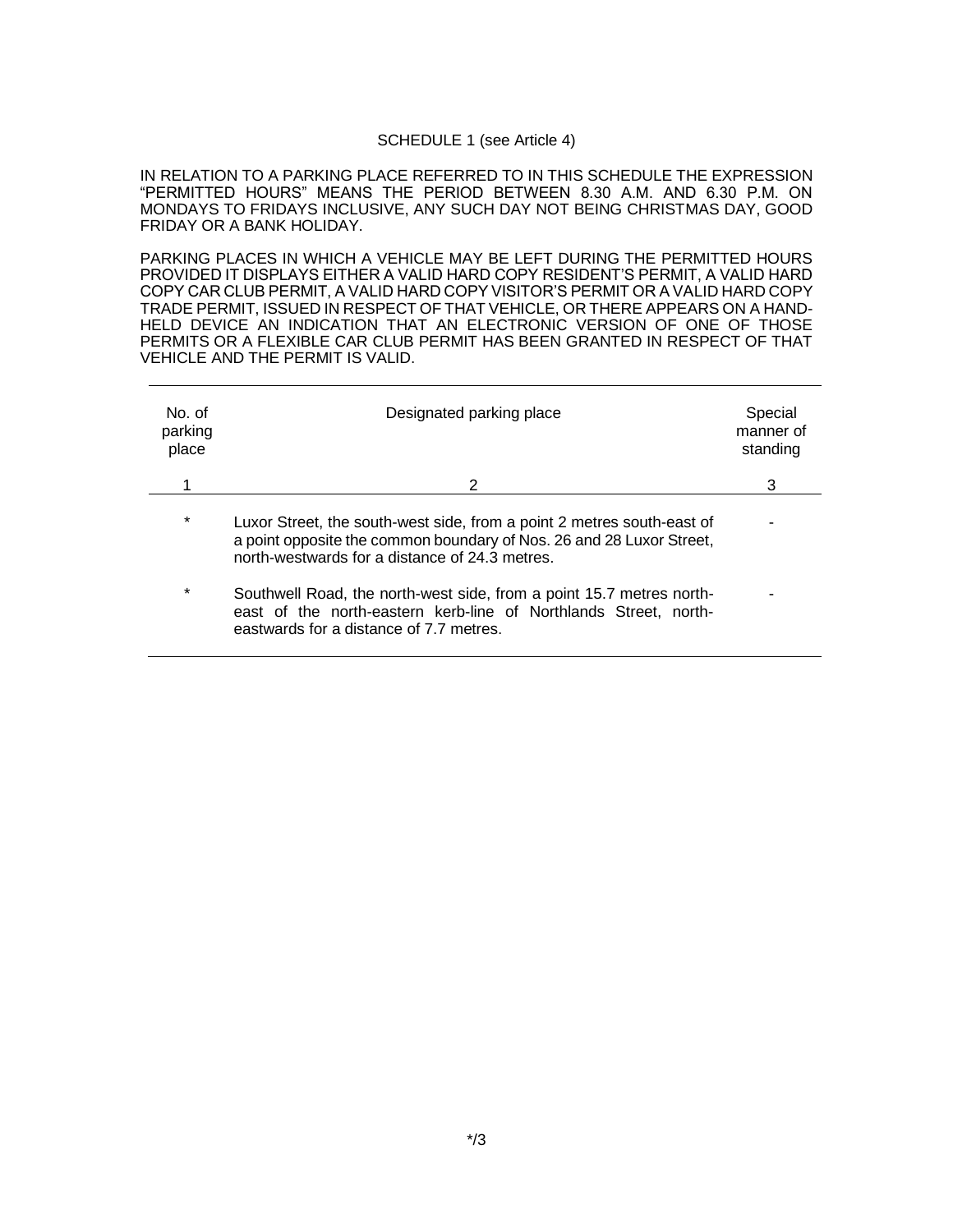SCHEDULE 1 (see Article 4)

IN RELATION TO A PARKING PLACE REFERRED TO IN THIS SCHEDULE THE EXPRESSION "PERMITTED HOURS" MEANS THE PERIOD BETWEEN 8.30 A.M. AND 6.30 P.M. ON MONDAYS TO FRIDAYS INCLUSIVE, ANY SUCH DAY NOT BEING CHRISTMAS DAY, GOOD FRIDAY OR A BANK HOLIDAY.

PARKING PLACES IN WHICH A VEHICLE MAY BE LEFT DURING THE PERMITTED HOURS PROVIDED IT DISPLAYS EITHER A VALID HARD COPY RESIDENT'S PERMIT, A VALID HARD COPY CAR CLUB PERMIT, A VALID HARD COPY VISITOR'S PERMIT OR A VALID HARD COPY TRADE PERMIT, ISSUED IN RESPECT OF THAT VEHICLE, OR THERE APPEARS ON A HAND-HELD DEVICE AN INDICATION THAT AN ELECTRONIC VERSION OF ONE OF THOSE PERMITS OR A FLEXIBLE CAR CLUB PERMIT HAS BEEN GRANTED IN RESPECT OF THAT VEHICLE AND THE PERMIT IS VALID.

| No. of parking place | Designated parking place | Special manner of standing |
|---|---|---|
| 1 | 2 | 3 |
| * | Luxor Street, the south-west side, from a point 2 metres south-east of a point opposite the common boundary of Nos. 26 and 28 Luxor Street, north-westwards for a distance of 24.3 metres. | - |
| * | Southwell Road, the north-west side, from a point 15.7 metres north-east of the north-eastern kerb-line of Northlands Street, north-eastwards for a distance of 7.7 metres. | - |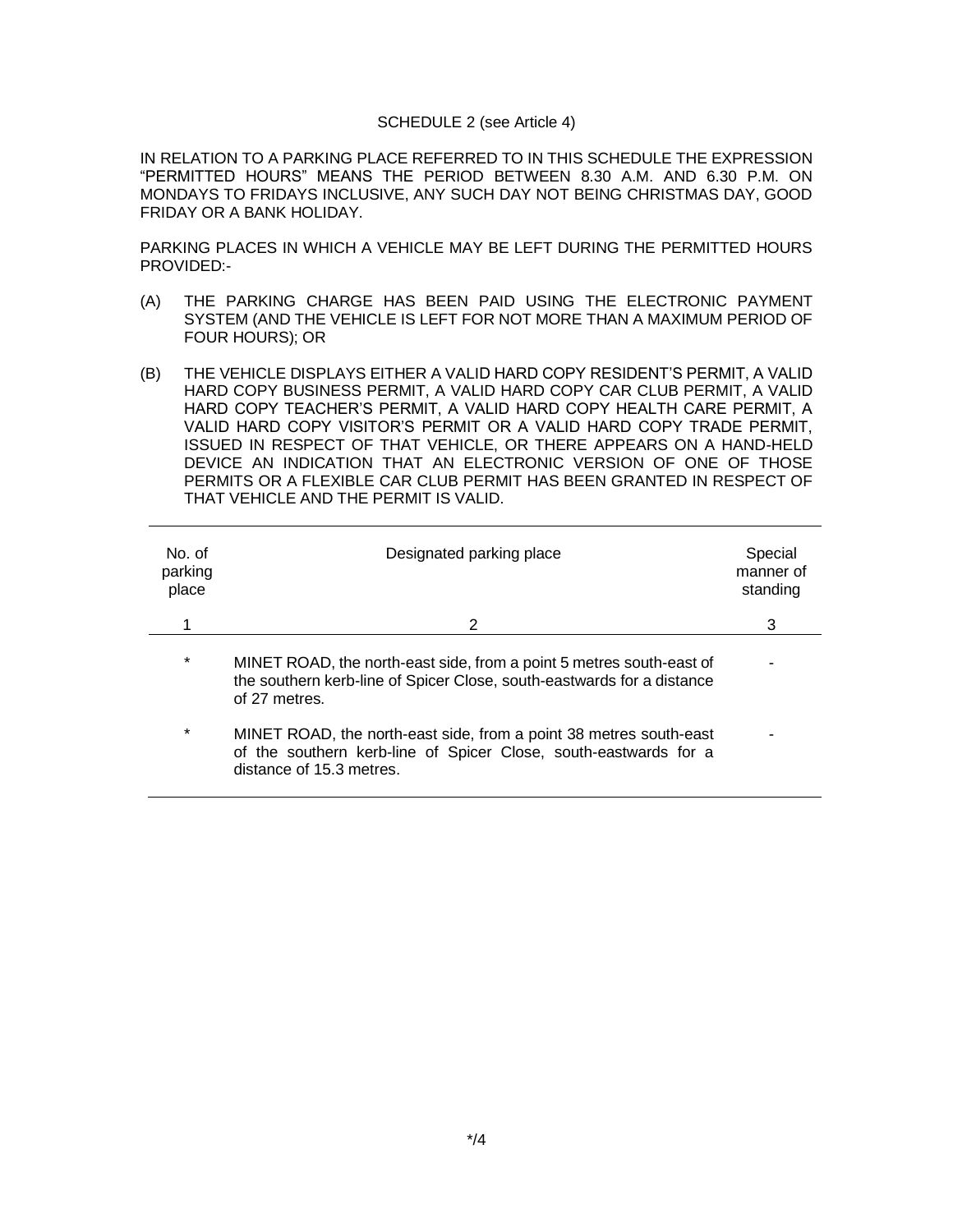SCHEDULE 2 (see Article 4)

IN RELATION TO A PARKING PLACE REFERRED TO IN THIS SCHEDULE THE EXPRESSION "PERMITTED HOURS" MEANS THE PERIOD BETWEEN 8.30 A.M. AND 6.30 P.M. ON MONDAYS TO FRIDAYS INCLUSIVE, ANY SUCH DAY NOT BEING CHRISTMAS DAY, GOOD FRIDAY OR A BANK HOLIDAY.

PARKING PLACES IN WHICH A VEHICLE MAY BE LEFT DURING THE PERMITTED HOURS PROVIDED:-

(A) THE PARKING CHARGE HAS BEEN PAID USING THE ELECTRONIC PAYMENT SYSTEM (AND THE VEHICLE IS LEFT FOR NOT MORE THAN A MAXIMUM PERIOD OF FOUR HOURS); OR

(B) THE VEHICLE DISPLAYS EITHER A VALID HARD COPY RESIDENT'S PERMIT, A VALID HARD COPY BUSINESS PERMIT, A VALID HARD COPY CAR CLUB PERMIT, A VALID HARD COPY TEACHER'S PERMIT, A VALID HARD COPY HEALTH CARE PERMIT, A VALID HARD COPY VISITOR'S PERMIT OR A VALID HARD COPY TRADE PERMIT, ISSUED IN RESPECT OF THAT VEHICLE, OR THERE APPEARS ON A HAND-HELD DEVICE AN INDICATION THAT AN ELECTRONIC VERSION OF ONE OF THOSE PERMITS OR A FLEXIBLE CAR CLUB PERMIT HAS BEEN GRANTED IN RESPECT OF THAT VEHICLE AND THE PERMIT IS VALID.

| No. of parking place | Designated parking place | Special manner of standing |
|---|---|---|
| 1 | 2 | 3 |
| * | MINET ROAD, the north-east side, from a point 5 metres south-east of the southern kerb-line of Spicer Close, south-eastwards for a distance of 27 metres. | - |
| * | MINET ROAD, the north-east side, from a point 38 metres south-east of the southern kerb-line of Spicer Close, south-eastwards for a distance of 15.3 metres. | - |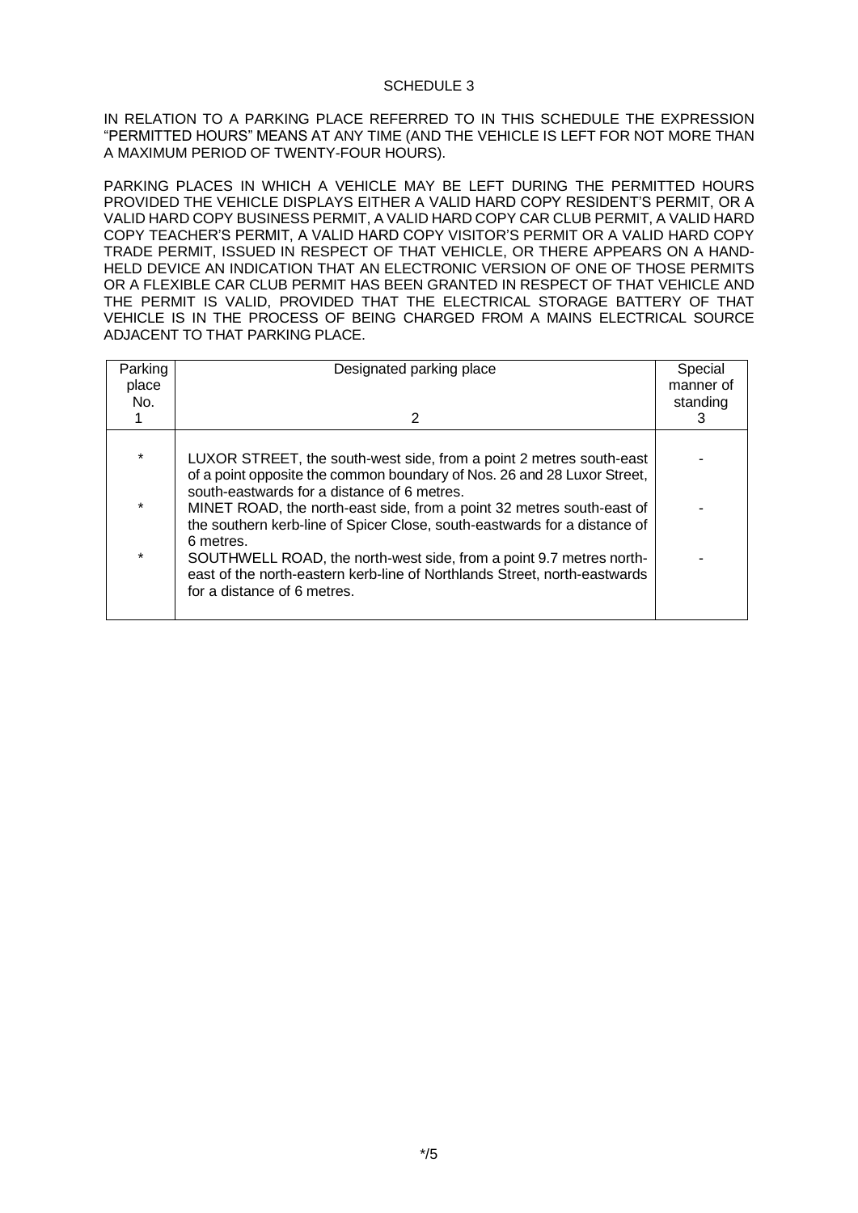# SCHEDULE 3

IN RELATION TO A PARKING PLACE REFERRED TO IN THIS SCHEDULE THE EXPRESSION "PERMITTED HOURS" MEANS AT ANY TIME (AND THE VEHICLE IS LEFT FOR NOT MORE THAN A MAXIMUM PERIOD OF TWENTY-FOUR HOURS).

PARKING PLACES IN WHICH A VEHICLE MAY BE LEFT DURING THE PERMITTED HOURS PROVIDED THE VEHICLE DISPLAYS EITHER A VALID HARD COPY RESIDENT'S PERMIT, OR A VALID HARD COPY BUSINESS PERMIT, A VALID HARD COPY CAR CLUB PERMIT, A VALID HARD COPY TEACHER'S PERMIT, A VALID HARD COPY VISITOR'S PERMIT OR A VALID HARD COPY TRADE PERMIT, ISSUED IN RESPECT OF THAT VEHICLE, OR THERE APPEARS ON A HAND-HELD DEVICE AN INDICATION THAT AN ELECTRONIC VERSION OF ONE OF THOSE PERMITS OR A FLEXIBLE CAR CLUB PERMIT HAS BEEN GRANTED IN RESPECT OF THAT VEHICLE AND THE PERMIT IS VALID, PROVIDED THAT THE ELECTRICAL STORAGE BATTERY OF THAT VEHICLE IS IN THE PROCESS OF BEING CHARGED FROM A MAINS ELECTRICAL SOURCE ADJACENT TO THAT PARKING PLACE.

| Parking place No. 1 | Designated parking place 2 | Special manner of standing 3 |
|---|---|---|
| * | LUXOR STREET, the south-west side, from a point 2 metres south-east of a point opposite the common boundary of Nos. 26 and 28 Luxor Street, south-eastwards for a distance of 6 metres. | - |
| * | MINET ROAD, the north-east side, from a point 32 metres south-east of the southern kerb-line of Spicer Close, south-eastwards for a distance of 6 metres. | - |
| * | SOUTHWELL ROAD, the north-west side, from a point 9.7 metres north-east of the north-eastern kerb-line of Northlands Street, north-eastwards for a distance of 6 metres. | - |